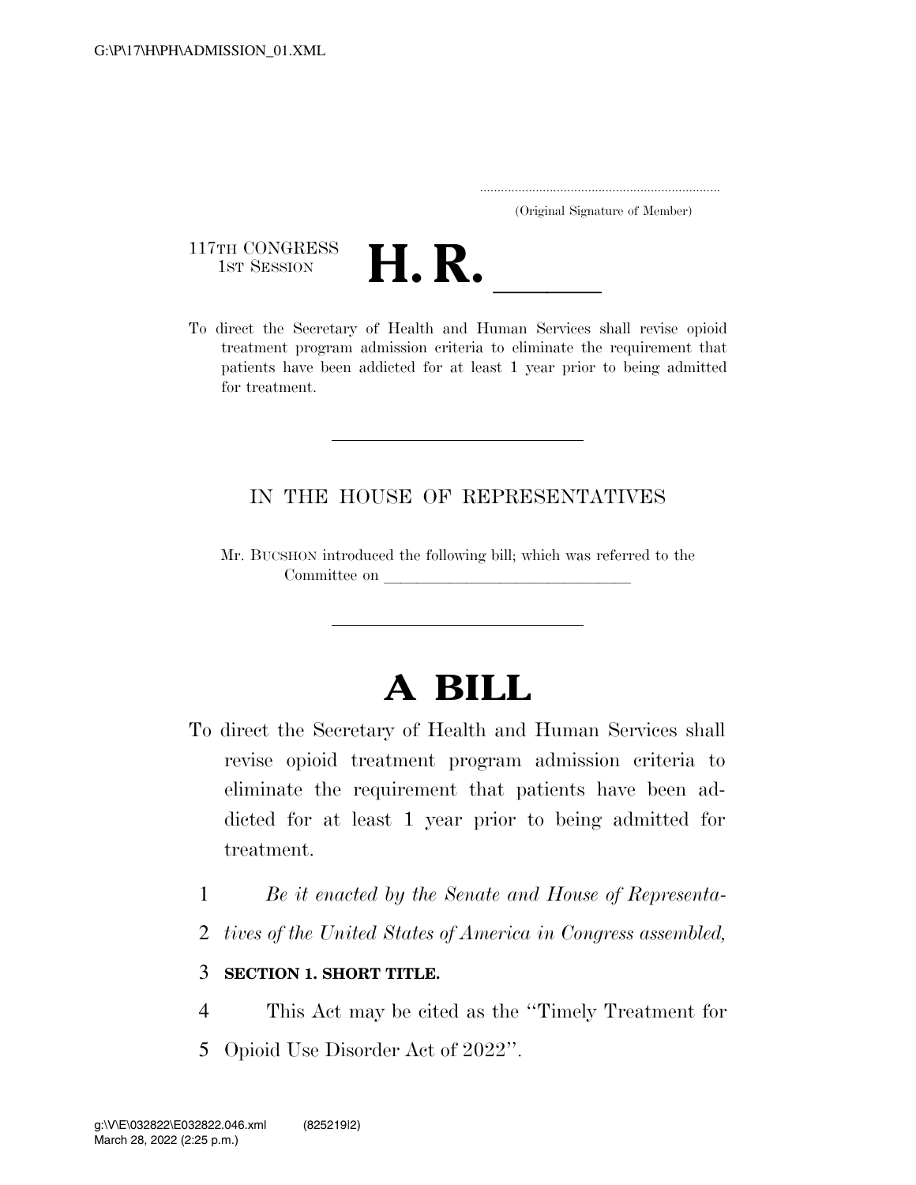(Original Signature of Member)

117TH CONGRESS
1ST SESSION

# H. R. \_\_\_\_\_

To direct the Secretary of Health and Human Services shall revise opioid treatment program admission criteria to eliminate the requirement that patients have been addicted for at least 1 year prior to being admitted for treatment.

---

IN THE HOUSE OF REPRESENTATIVES

Mr. BUCSHON introduced the following bill; which was referred to the Committee on \_\_\_\_\_\_\_\_\_\_\_\_\_\_\_\_\_\_\_\_\_\_\_\_\_\_\_\_\_\_

---

# A BILL

To direct the Secretary of Health and Human Services shall revise opioid treatment program admission criteria to eliminate the requirement that patients have been addicted for at least 1 year prior to being admitted for treatment.

*Be it enacted by the Senate and House of Representatives of the United States of America in Congress assembled,*

**SECTION 1. SHORT TITLE.**

This Act may be cited as the "Timely Treatment for Opioid Use Disorder Act of 2022".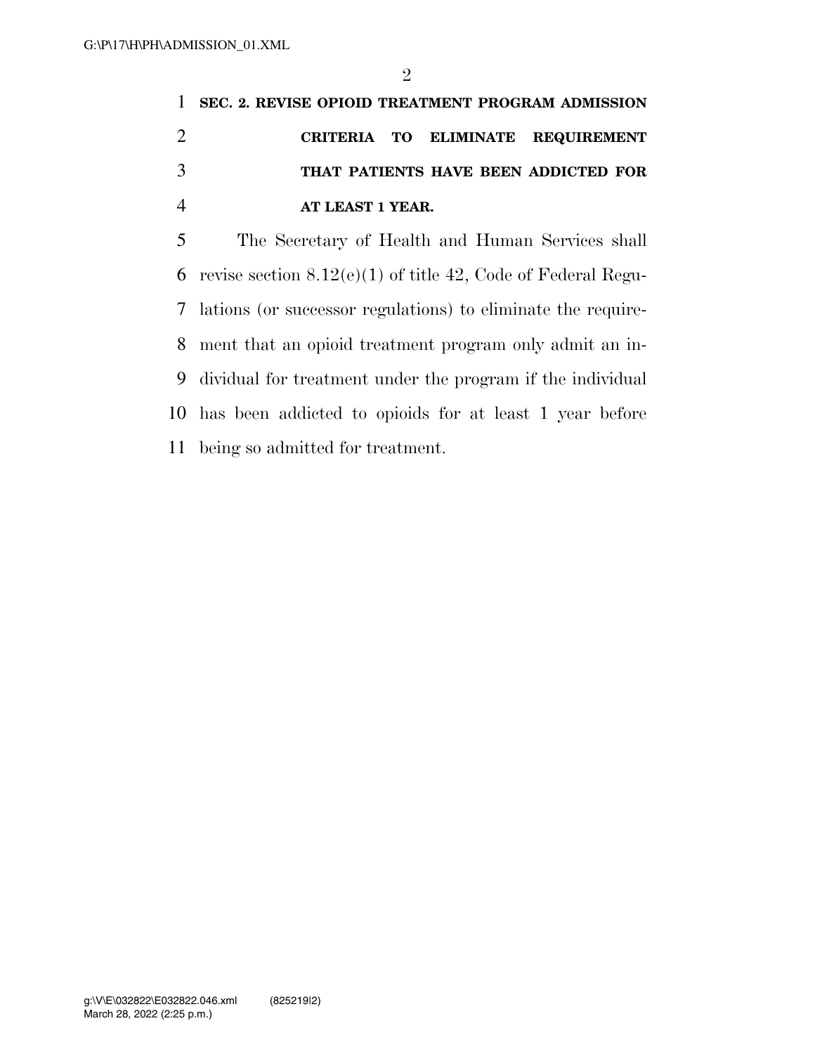## SEC. 2. REVISE OPIOID TREATMENT PROGRAM ADMISSION CRITERIA TO ELIMINATE REQUIREMENT THAT PATIENTS HAVE BEEN ADDICTED FOR AT LEAST 1 YEAR.

The Secretary of Health and Human Services shall revise section 8.12(e)(1) of title 42, Code of Federal Regulations (or successor regulations) to eliminate the requirement that an opioid treatment program only admit an individual for treatment under the program if the individual has been addicted to opioids for at least 1 year before being so admitted for treatment.